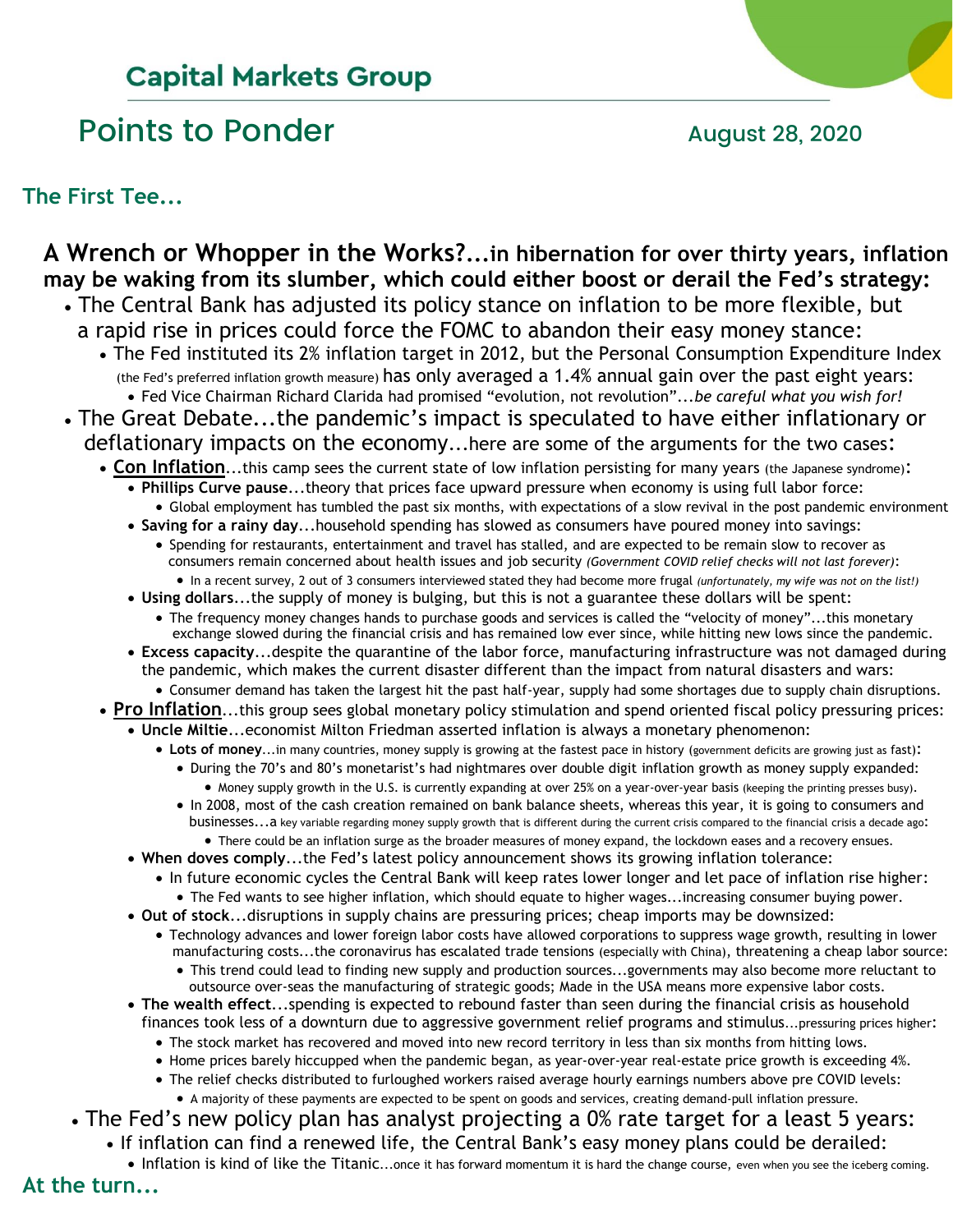# Capital Markets Group

## Points to Ponder

August 28, 2020

### The First Tee...

**A Wrench or Whopper in the Works?...in hibernation for over thirty years, inflation may be waking from its slumber, which could either boost or derail the Fed's strategy:**

- The Central Bank has adjusted its policy stance on inflation to be more flexible, but a rapid rise in prices could force the FOMC to abandon their easy money stance:
  - The Fed instituted its 2% inflation target in 2012, but the Personal Consumption Expenditure Index (the Fed's preferred inflation growth measure) has only averaged a 1.4% annual gain over the past eight years:
    - Fed Vice Chairman Richard Clarida had promised "evolution, not revolution"...*be careful what you wish for!*
- The Great Debate...the pandemic's impact is speculated to have either inflationary or deflationary impacts on the economy...here are some of the arguments for the two cases:
  - **Con Inflation**...this camp sees the current state of low inflation persisting for many years (the Japanese syndrome):
    - **Phillips Curve pause**...theory that prices face upward pressure when economy is using full labor force:
      - Global employment has tumbled the past six months, with expectations of a slow revival in the post pandemic environment
    - **Saving for a rainy day**...household spending has slowed as consumers have poured money into savings:
      - Spending for restaurants, entertainment and travel has stalled, and are expected to be remain slow to recover as consumers remain concerned about health issues and job security *(Government COVID relief checks will not last forever)*:
        - In a recent survey, 2 out of 3 consumers interviewed stated they had become more frugal *(unfortunately, my wife was not on the list!)*
    - **Using dollars**...the supply of money is bulging, but this is not a guarantee these dollars will be spent:
      - The frequency money changes hands to purchase goods and services is called the "velocity of money"...this monetary exchange slowed during the financial crisis and has remained low ever since, while hitting new lows since the pandemic.
    - **Excess capacity**...despite the quarantine of the labor force, manufacturing infrastructure was not damaged during the pandemic, which makes the current disaster different than the impact from natural disasters and wars:
      - Consumer demand has taken the largest hit the past half-year, supply had some shortages due to supply chain disruptions.
  - **Pro Inflation**...this group sees global monetary policy stimulation and spend oriented fiscal policy pressuring prices:
    - **Uncle Miltie**...economist Milton Friedman asserted inflation is always a monetary phenomenon:
      - **Lots of money**...in many countries, money supply is growing at the fastest pace in history (government deficits are growing just as fast):
        - During the 70's and 80's monetarist's had nightmares over double digit inflation growth as money supply expanded:
          - Money supply growth in the U.S. is currently expanding at over 25% on a year-over-year basis (keeping the printing presses busy).
        - In 2008, most of the cash creation remained on bank balance sheets, whereas this year, it is going to consumers and businesses...a key variable regarding money supply growth that is different during the current crisis compared to the financial crisis a decade ago:
          - There could be an inflation surge as the broader measures of money expand, the lockdown eases and a recovery ensues.
    - **When doves comply**...the Fed's latest policy announcement shows its growing inflation tolerance:
      - In future economic cycles the Central Bank will keep rates lower longer and let pace of inflation rise higher:
        - The Fed wants to see higher inflation, which should equate to higher wages...increasing consumer buying power.
    - **Out of stock**...disruptions in supply chains are pressuring prices; cheap imports may be downsized:
      - Technology advances and lower foreign labor costs have allowed corporations to suppress wage growth, resulting in lower manufacturing costs...the coronavirus has escalated trade tensions (especially with China), threatening a cheap labor source:
        - This trend could lead to finding new supply and production sources...governments may also become more reluctant to outsource over-seas the manufacturing of strategic goods; Made in the USA means more expensive labor costs.
    - **The wealth effect**...spending is expected to rebound faster than seen during the financial crisis as household finances took less of a downturn due to aggressive government relief programs and stimulus...pressuring prices higher:
      - The stock market has recovered and moved into new record territory in less than six months from hitting lows.
      - Home prices barely hiccupped when the pandemic began, as year-over-year real-estate price growth is exceeding 4%.
      - The relief checks distributed to furloughed workers raised average hourly earnings numbers above pre COVID levels:
        - A majority of these payments are expected to be spent on goods and services, creating demand-pull inflation pressure.
- The Fed's new policy plan has analyst projecting a 0% rate target for a least 5 years:
  - If inflation can find a renewed life, the Central Bank's easy money plans could be derailed:
    - Inflation is kind of like the Titanic...once it has forward momentum it is hard the change course, even when you see the iceberg coming.

### At the turn...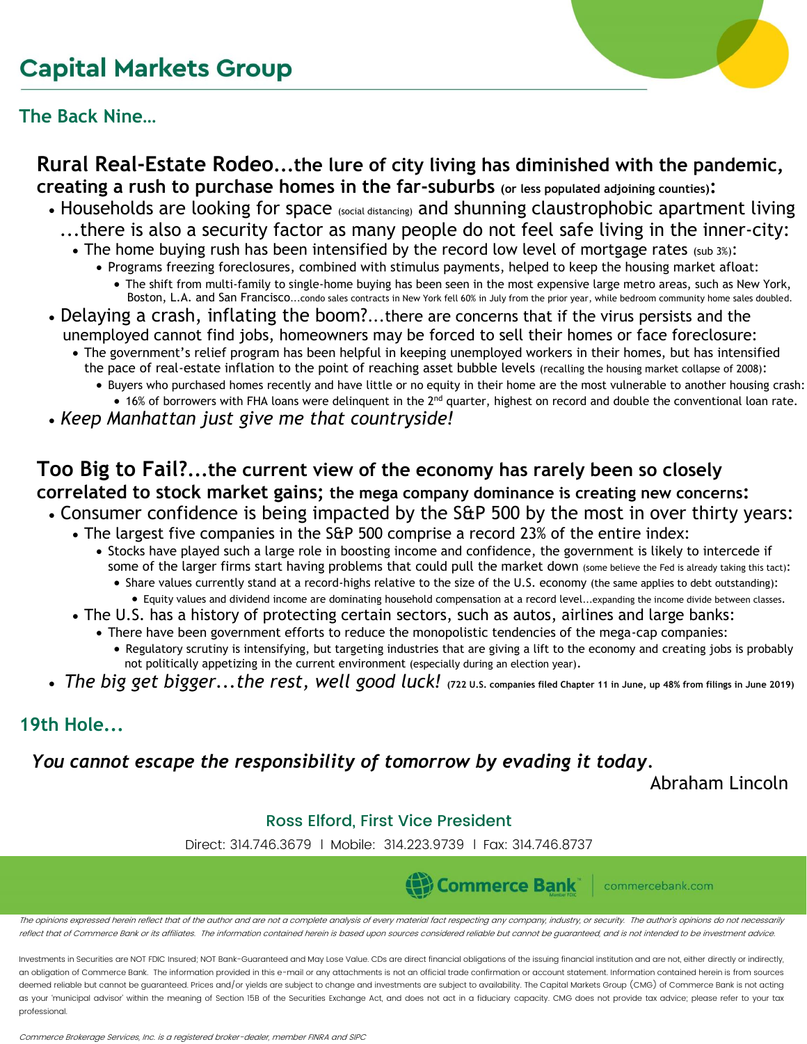## Capital Markets Group

### The Back Nine…

**Rural Real-Estate Rodeo…the lure of city living has diminished with the pandemic, creating a rush to purchase homes in the far-suburbs (or less populated adjoining counties):**

- Households are looking for space (social distancing) and shunning claustrophobic apartment living …there is also a security factor as many people do not feel safe living in the inner-city:
  - The home buying rush has been intensified by the record low level of mortgage rates (sub 3%):
    - Programs freezing foreclosures, combined with stimulus payments, helped to keep the housing market afloat:
      - The shift from multi-family to single-home buying has been seen in the most expensive large metro areas, such as New York, Boston, L.A. and San Francisco…condo sales contracts in New York fell 60% in July from the prior year, while bedroom community home sales doubled.
- Delaying a crash, inflating the boom?…there are concerns that if the virus persists and the unemployed cannot find jobs, homeowners may be forced to sell their homes or face foreclosure:
  - The government's relief program has been helpful in keeping unemployed workers in their homes, but has intensified the pace of real-estate inflation to the point of reaching asset bubble levels (recalling the housing market collapse of 2008):
    - Buyers who purchased homes recently and have little or no equity in their home are the most vulnerable to another housing crash:
      - 16% of borrowers with FHA loans were delinquent in the 2nd quarter, highest on record and double the conventional loan rate.
- *Keep Manhattan just give me that countryside!*

**Too Big to Fail?…the current view of the economy has rarely been so closely correlated to stock market gains; the mega company dominance is creating new concerns:**

- Consumer confidence is being impacted by the S&P 500 by the most in over thirty years:
  - The largest five companies in the S&P 500 comprise a record 23% of the entire index:
    - Stocks have played such a large role in boosting income and confidence, the government is likely to intercede if some of the larger firms start having problems that could pull the market down (some believe the Fed is already taking this tact):
      - Share values currently stand at a record-highs relative to the size of the U.S. economy (the same applies to debt outstanding):
        - Equity values and dividend income are dominating household compensation at a record level…expanding the income divide between classes.
  - The U.S. has a history of protecting certain sectors, such as autos, airlines and large banks:
    - There have been government efforts to reduce the monopolistic tendencies of the mega-cap companies:
      - Regulatory scrutiny is intensifying, but targeting industries that are giving a lift to the economy and creating jobs is probably not politically appetizing in the current environment (especially during an election year).
- *The big get bigger…the rest, well good luck!* **(722 U.S. companies filed Chapter 11 in June, up 48% from filings in June 2019)**

### 19th Hole…

***You cannot escape the responsibility of tomorrow by evading it today.***

Abraham Lincoln

Ross Elford, First Vice President

Direct: 314.746.3679 | Mobile: 314.223.9739 | Fax: 314.746.8737

Commerce Bank | commercebank.com

*The opinions expressed herein reflect that of the author and are not a complete analysis of every material fact respecting any company, industry, or security. The author's opinions do not necessarily reflect that of Commerce Bank or its affiliates. The information contained herein is based upon sources considered reliable but cannot be guaranteed, and is not intended to be investment advice.*

Investments in Securities are NOT FDIC Insured; NOT Bank-Guaranteed and May Lose Value. CDs are direct financial obligations of the issuing financial institution and are not, either directly or indirectly, an obligation of Commerce Bank. The information provided in this e-mail or any attachments is not an official trade confirmation or account statement. Information contained herein is from sources deemed reliable but cannot be guaranteed. Prices and/or yields are subject to change and investments are subject to availability. The Capital Markets Group (CMG) of Commerce Bank is not acting as your 'municipal advisor' within the meaning of Section 15B of the Securities Exchange Act, and does not act in a fiduciary capacity. CMG does not provide tax advice; please refer to your tax professional.

*Commerce Brokerage Services, Inc. is a registered broker-dealer, member FINRA and SIPC*